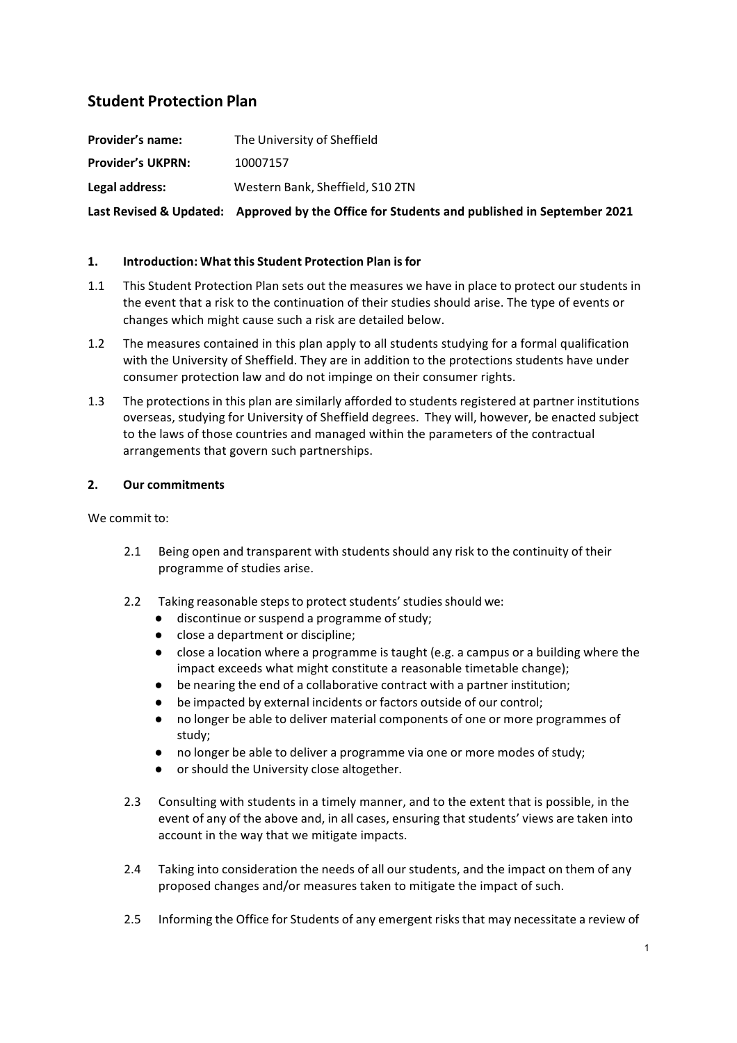# Student Protection Plan

**Provider's name:** The University of Sheffield

**Provider's UKPRN:** 10007157

**Legal address:** Western Bank, Sheffield, S10 2TN

**Last Revised & Updated:** **Approved by the Office for Students and published in September 2021**

## 1. Introduction: What this Student Protection Plan is for

1.1 This Student Protection Plan sets out the measures we have in place to protect our students in the event that a risk to the continuation of their studies should arise. The type of events or changes which might cause such a risk are detailed below.

1.2 The measures contained in this plan apply to all students studying for a formal qualification with the University of Sheffield. They are in addition to the protections students have under consumer protection law and do not impinge on their consumer rights.

1.3 The protections in this plan are similarly afforded to students registered at partner institutions overseas, studying for University of Sheffield degrees. They will, however, be enacted subject to the laws of those countries and managed within the parameters of the contractual arrangements that govern such partnerships.

## 2. Our commitments

We commit to:

2.1 Being open and transparent with students should any risk to the continuity of their programme of studies arise.

2.2 Taking reasonable steps to protect students' studies should we:

- discontinue or suspend a programme of study;
- close a department or discipline;
- close a location where a programme is taught (e.g. a campus or a building where the impact exceeds what might constitute a reasonable timetable change);
- be nearing the end of a collaborative contract with a partner institution;
- be impacted by external incidents or factors outside of our control;
- no longer be able to deliver material components of one or more programmes of study;
- no longer be able to deliver a programme via one or more modes of study;
- or should the University close altogether.

2.3 Consulting with students in a timely manner, and to the extent that is possible, in the event of any of the above and, in all cases, ensuring that students' views are taken into account in the way that we mitigate impacts.

2.4 Taking into consideration the needs of all our students, and the impact on them of any proposed changes and/or measures taken to mitigate the impact of such.

2.5 Informing the Office for Students of any emergent risks that may necessitate a review of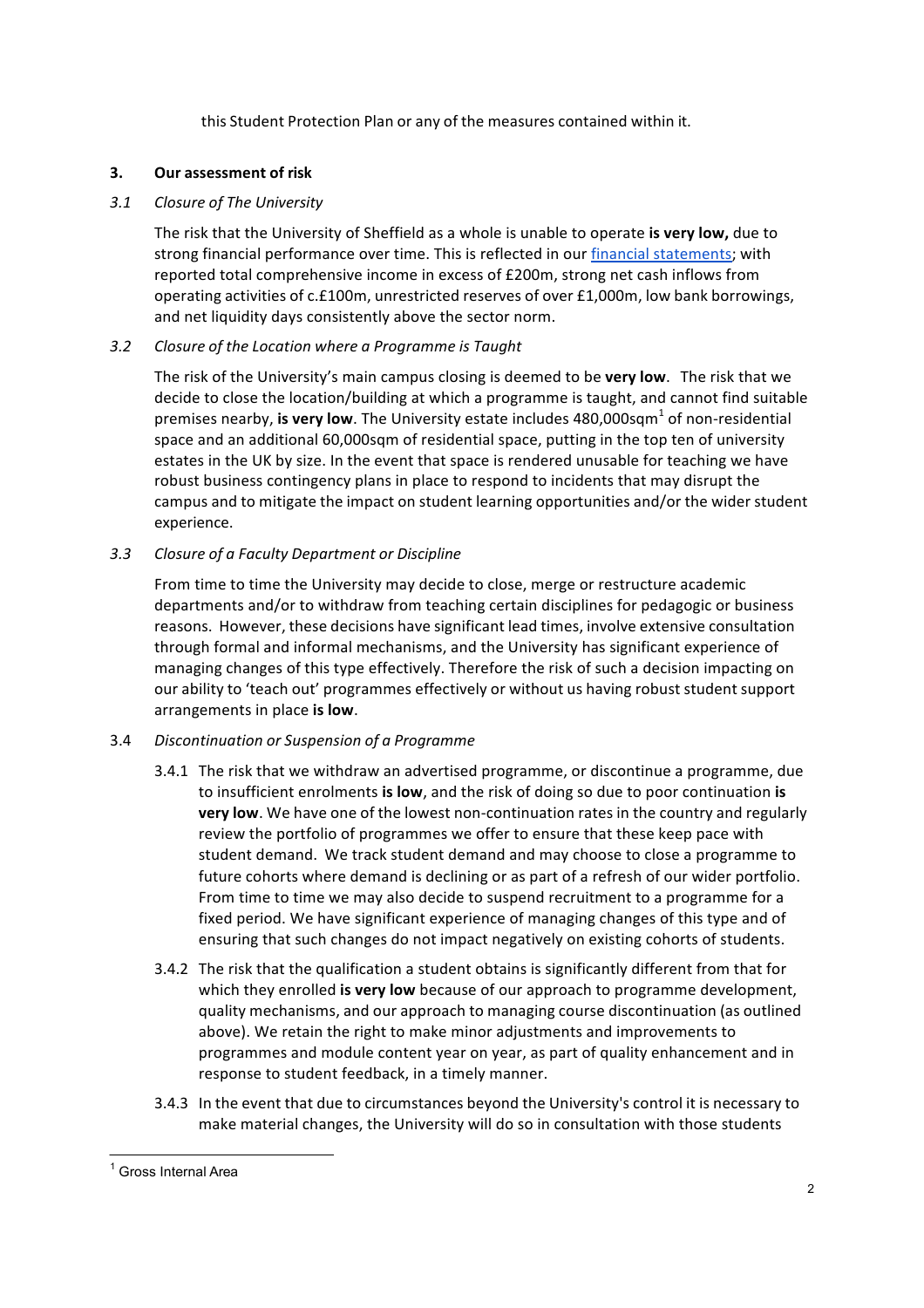this Student Protection Plan or any of the measures contained within it.

## 3. Our assessment of risk

### *3.1 Closure of The University*

The risk that the University of Sheffield as a whole is unable to operate **is very low,** due to strong financial performance over time. This is reflected in our financial statements; with reported total comprehensive income in excess of £200m, strong net cash inflows from operating activities of c.£100m, unrestricted reserves of over £1,000m, low bank borrowings, and net liquidity days consistently above the sector norm.

### *3.2 Closure of the Location where a Programme is Taught*

The risk of the University's main campus closing is deemed to be **very low**. The risk that we decide to close the location/building at which a programme is taught, and cannot find suitable premises nearby, **is very low**. The University estate includes 480,000sqm[1] of non-residential space and an additional 60,000sqm of residential space, putting in the top ten of university estates in the UK by size. In the event that space is rendered unusable for teaching we have robust business contingency plans in place to respond to incidents that may disrupt the campus and to mitigate the impact on student learning opportunities and/or the wider student experience.

### *3.3 Closure of a Faculty Department or Discipline*

From time to time the University may decide to close, merge or restructure academic departments and/or to withdraw from teaching certain disciplines for pedagogic or business reasons. However, these decisions have significant lead times, involve extensive consultation through formal and informal mechanisms, and the University has significant experience of managing changes of this type effectively. Therefore the risk of such a decision impacting on our ability to 'teach out' programmes effectively or without us having robust student support arrangements in place **is low**.

### 3.4 *Discontinuation or Suspension of a Programme*

3.4.1 The risk that we withdraw an advertised programme, or discontinue a programme, due to insufficient enrolments **is low**, and the risk of doing so due to poor continuation **is very low**. We have one of the lowest non-continuation rates in the country and regularly review the portfolio of programmes we offer to ensure that these keep pace with student demand. We track student demand and may choose to close a programme to future cohorts where demand is declining or as part of a refresh of our wider portfolio. From time to time we may also decide to suspend recruitment to a programme for a fixed period. We have significant experience of managing changes of this type and of ensuring that such changes do not impact negatively on existing cohorts of students.

3.4.2 The risk that the qualification a student obtains is significantly different from that for which they enrolled **is very low** because of our approach to programme development, quality mechanisms, and our approach to managing course discontinuation (as outlined above). We retain the right to make minor adjustments and improvements to programmes and module content year on year, as part of quality enhancement and in response to student feedback, in a timely manner.

3.4.3 In the event that due to circumstances beyond the University's control it is necessary to make material changes, the University will do so in consultation with those students

[1] Gross Internal Area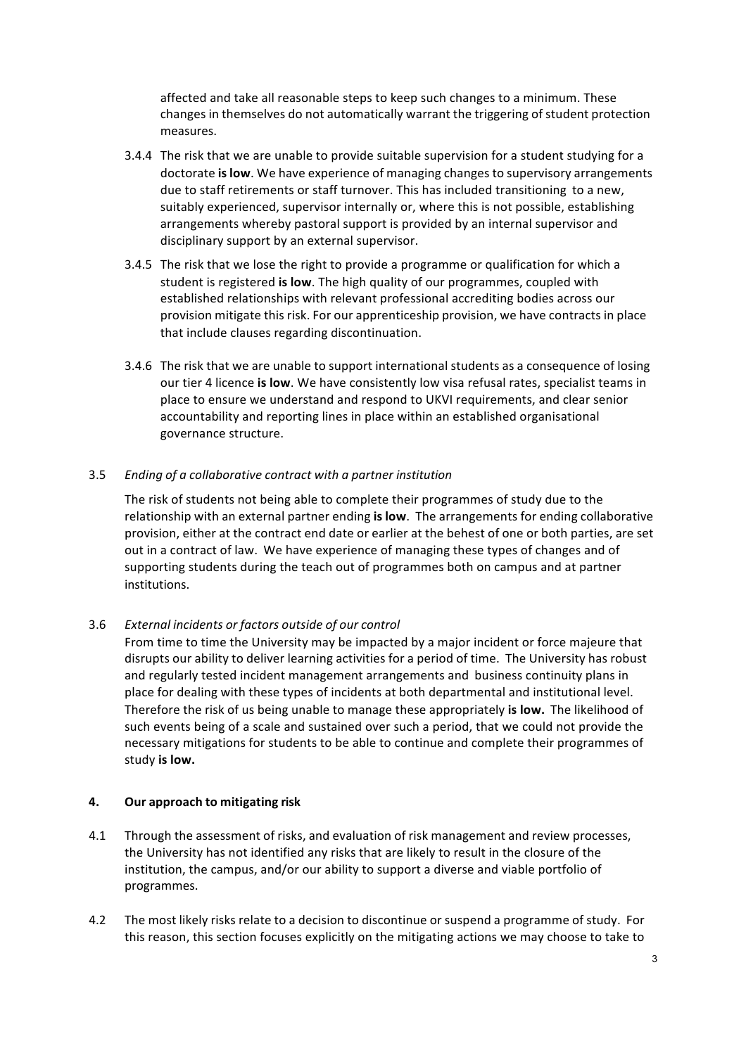affected and take all reasonable steps to keep such changes to a minimum. These changes in themselves do not automatically warrant the triggering of student protection measures.

3.4.4 The risk that we are unable to provide suitable supervision for a student studying for a doctorate **is low**. We have experience of managing changes to supervisory arrangements due to staff retirements or staff turnover. This has included transitioning to a new, suitably experienced, supervisor internally or, where this is not possible, establishing arrangements whereby pastoral support is provided by an internal supervisor and disciplinary support by an external supervisor.

3.4.5 The risk that we lose the right to provide a programme or qualification for which a student is registered **is low**. The high quality of our programmes, coupled with established relationships with relevant professional accrediting bodies across our provision mitigate this risk. For our apprenticeship provision, we have contracts in place that include clauses regarding discontinuation.

3.4.6 The risk that we are unable to support international students as a consequence of losing our tier 4 licence **is low**. We have consistently low visa refusal rates, specialist teams in place to ensure we understand and respond to UKVI requirements, and clear senior accountability and reporting lines in place within an established organisational governance structure.

3.5 *Ending of a collaborative contract with a partner institution*

The risk of students not being able to complete their programmes of study due to the relationship with an external partner ending **is low**. The arrangements for ending collaborative provision, either at the contract end date or earlier at the behest of one or both parties, are set out in a contract of law. We have experience of managing these types of changes and of supporting students during the teach out of programmes both on campus and at partner institutions.

3.6 *External incidents or factors outside of our control*

From time to time the University may be impacted by a major incident or force majeure that disrupts our ability to deliver learning activities for a period of time. The University has robust and regularly tested incident management arrangements and business continuity plans in place for dealing with these types of incidents at both departmental and institutional level. Therefore the risk of us being unable to manage these appropriately **is low.** The likelihood of such events being of a scale and sustained over such a period, that we could not provide the necessary mitigations for students to be able to continue and complete their programmes of study **is low.**

## 4. Our approach to mitigating risk

4.1 Through the assessment of risks, and evaluation of risk management and review processes, the University has not identified any risks that are likely to result in the closure of the institution, the campus, and/or our ability to support a diverse and viable portfolio of programmes.

4.2 The most likely risks relate to a decision to discontinue or suspend a programme of study. For this reason, this section focuses explicitly on the mitigating actions we may choose to take to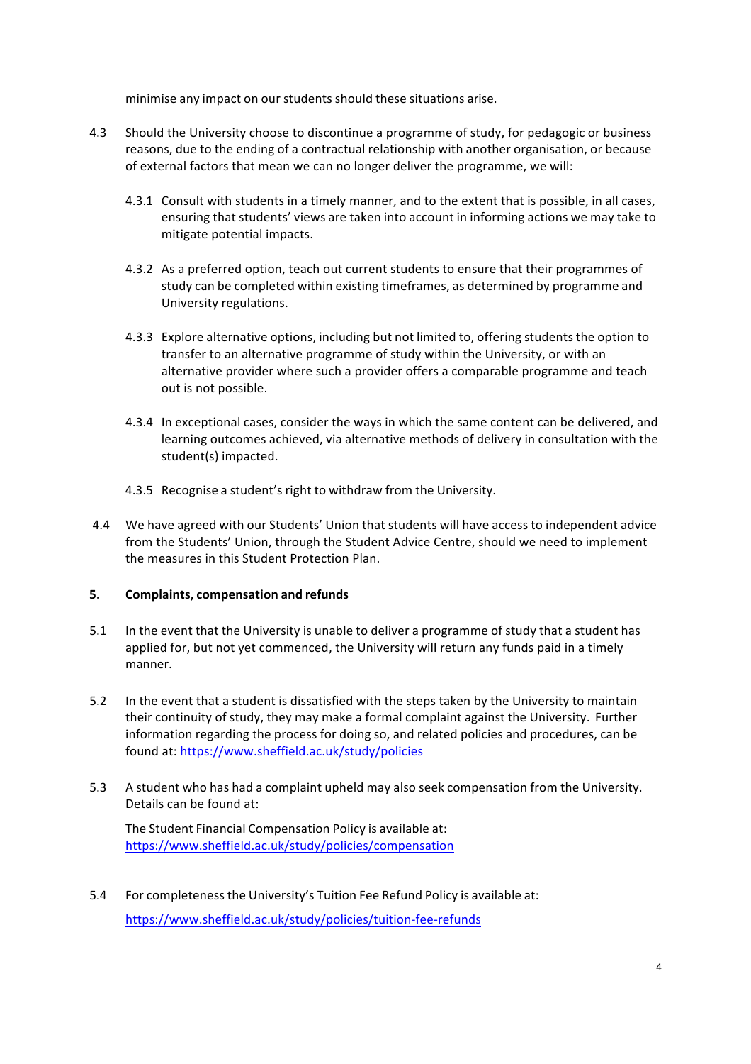minimise any impact on our students should these situations arise.

4.3 Should the University choose to discontinue a programme of study, for pedagogic or business reasons, due to the ending of a contractual relationship with another organisation, or because of external factors that mean we can no longer deliver the programme, we will:

4.3.1 Consult with students in a timely manner, and to the extent that is possible, in all cases, ensuring that students' views are taken into account in informing actions we may take to mitigate potential impacts.

4.3.2 As a preferred option, teach out current students to ensure that their programmes of study can be completed within existing timeframes, as determined by programme and University regulations.

4.3.3 Explore alternative options, including but not limited to, offering students the option to transfer to an alternative programme of study within the University, or with an alternative provider where such a provider offers a comparable programme and teach out is not possible.

4.3.4 In exceptional cases, consider the ways in which the same content can be delivered, and learning outcomes achieved, via alternative methods of delivery in consultation with the student(s) impacted.

4.3.5 Recognise a student's right to withdraw from the University.

4.4 We have agreed with our Students' Union that students will have access to independent advice from the Students' Union, through the Student Advice Centre, should we need to implement the measures in this Student Protection Plan.

## 5. Complaints, compensation and refunds

5.1 In the event that the University is unable to deliver a programme of study that a student has applied for, but not yet commenced, the University will return any funds paid in a timely manner.

5.2 In the event that a student is dissatisfied with the steps taken by the University to maintain their continuity of study, they may make a formal complaint against the University. Further information regarding the process for doing so, and related policies and procedures, can be found at: https://www.sheffield.ac.uk/study/policies

5.3 A student who has had a complaint upheld may also seek compensation from the University. Details can be found at:

The Student Financial Compensation Policy is available at: https://www.sheffield.ac.uk/study/policies/compensation

5.4 For completeness the University's Tuition Fee Refund Policy is available at:

https://www.sheffield.ac.uk/study/policies/tuition-fee-refunds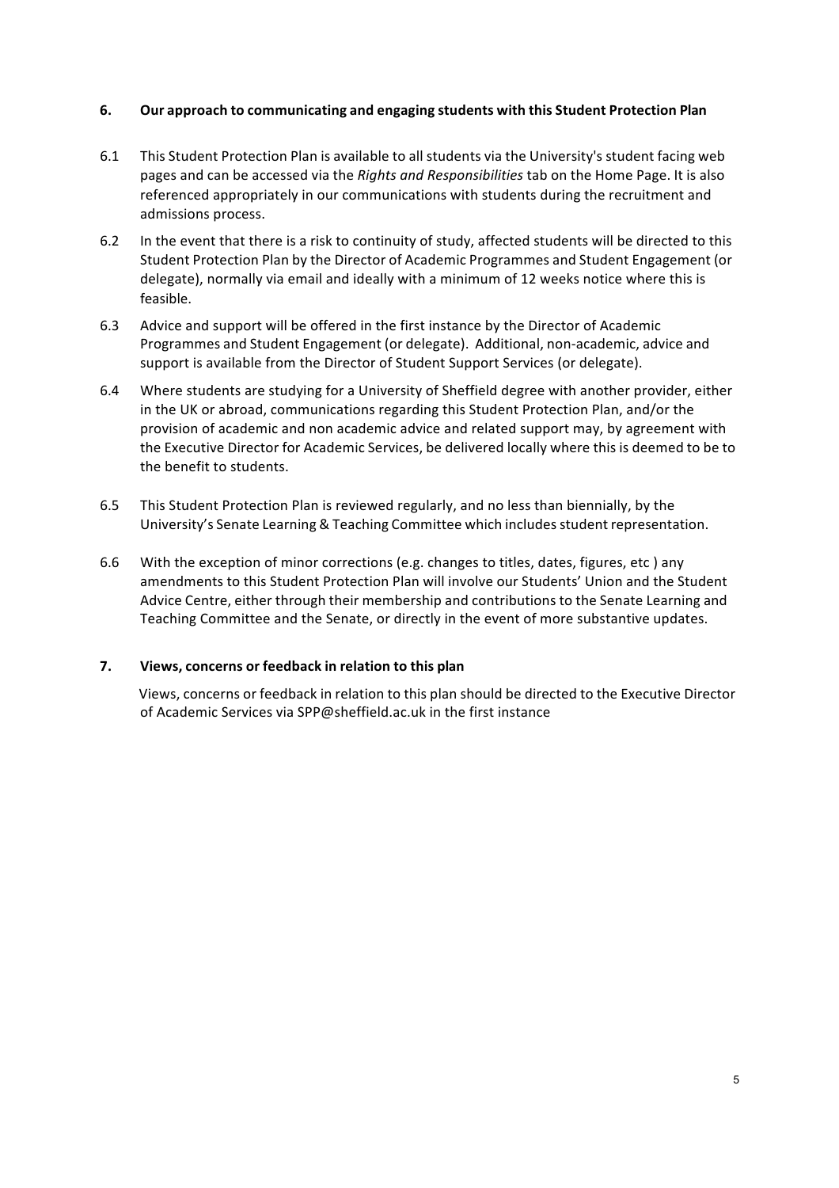## 6. Our approach to communicating and engaging students with this Student Protection Plan

6.1 This Student Protection Plan is available to all students via the University's student facing web pages and can be accessed via the *Rights and Responsibilities* tab on the Home Page. It is also referenced appropriately in our communications with students during the recruitment and admissions process.

6.2 In the event that there is a risk to continuity of study, affected students will be directed to this Student Protection Plan by the Director of Academic Programmes and Student Engagement (or delegate), normally via email and ideally with a minimum of 12 weeks notice where this is feasible.

6.3 Advice and support will be offered in the first instance by the Director of Academic Programmes and Student Engagement (or delegate). Additional, non-academic, advice and support is available from the Director of Student Support Services (or delegate).

6.4 Where students are studying for a University of Sheffield degree with another provider, either in the UK or abroad, communications regarding this Student Protection Plan, and/or the provision of academic and non academic advice and related support may, by agreement with the Executive Director for Academic Services, be delivered locally where this is deemed to be to the benefit to students.

6.5 This Student Protection Plan is reviewed regularly, and no less than biennially, by the University's Senate Learning & Teaching Committee which includes student representation.

6.6 With the exception of minor corrections (e.g. changes to titles, dates, figures, etc ) any amendments to this Student Protection Plan will involve our Students' Union and the Student Advice Centre, either through their membership and contributions to the Senate Learning and Teaching Committee and the Senate, or directly in the event of more substantive updates.

## 7. Views, concerns or feedback in relation to this plan

Views, concerns or feedback in relation to this plan should be directed to the Executive Director of Academic Services via SPP@sheffield.ac.uk in the first instance